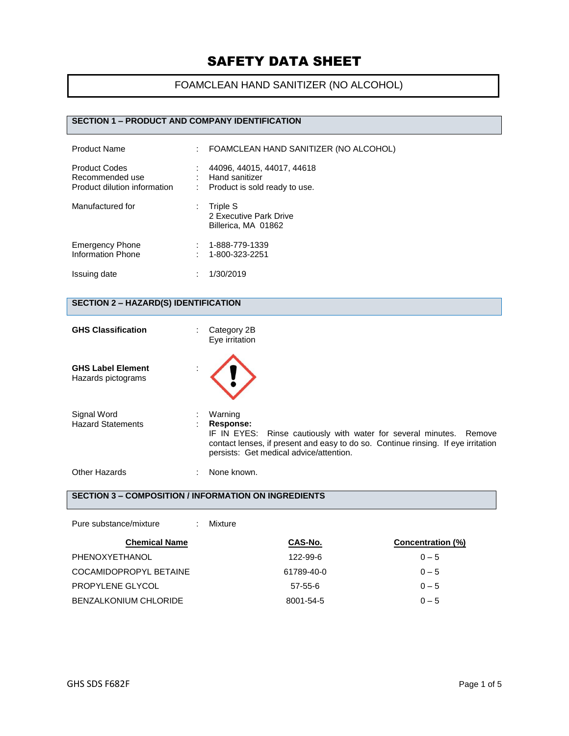# SAFETY DATA SHEET

## FOAMCLEAN HAND SANITIZER (NO ALCOHOL)

### SECTION 1 – PRODUCT AND COMPANY IDENTIFICATION

| | | |
|---|---|---|
| Product Name | : | FOAMCLEAN HAND SANITIZER (NO ALCOHOL) |
| Product Codes | : | 44096, 44015, 44017, 44618 |
| Recommended use | : | Hand sanitizer |
| Product dilution information | : | Product is sold ready to use. |
| Manufactured for | : | Triple S<br>2 Executive Park Drive<br>Billerica, MA 01862 |
| Emergency Phone | : | 1-888-779-1339 |
| Information Phone | : | 1-800-323-2251 |
| Issuing date | : | 1/30/2019 |

### SECTION 2 – HAZARD(S) IDENTIFICATION

| | | |
|---|---|---|
| **GHS Classification** | : | Category 2B<br>Eye irritation |
| **GHS Label Element**<br>Hazards pictograms | : | |
| Signal Word | : | Warning |
| Hazard Statements | : | **Response:**<br>IF IN EYES: Rinse cautiously with water for several minutes. Remove contact lenses, if present and easy to do so. Continue rinsing. If eye irritation persists: Get medical advice/attention. |
| Other Hazards | : | None known. |

### SECTION 3 – COMPOSITION / INFORMATION ON INGREDIENTS

Pure substance/mixture : Mixture

| Chemical Name | CAS-No. | Concentration (%) |
|---|---|---|
| PHENOXYETHANOL | 122-99-6 | 0 – 5 |
| COCAMIDOPROPYL BETAINE | 61789-40-0 | 0 – 5 |
| PROPYLENE GLYCOL | 57-55-6 | 0 – 5 |
| BENZALKONIUM CHLORIDE | 8001-54-5 | 0 – 5 |

GHS SDS F682F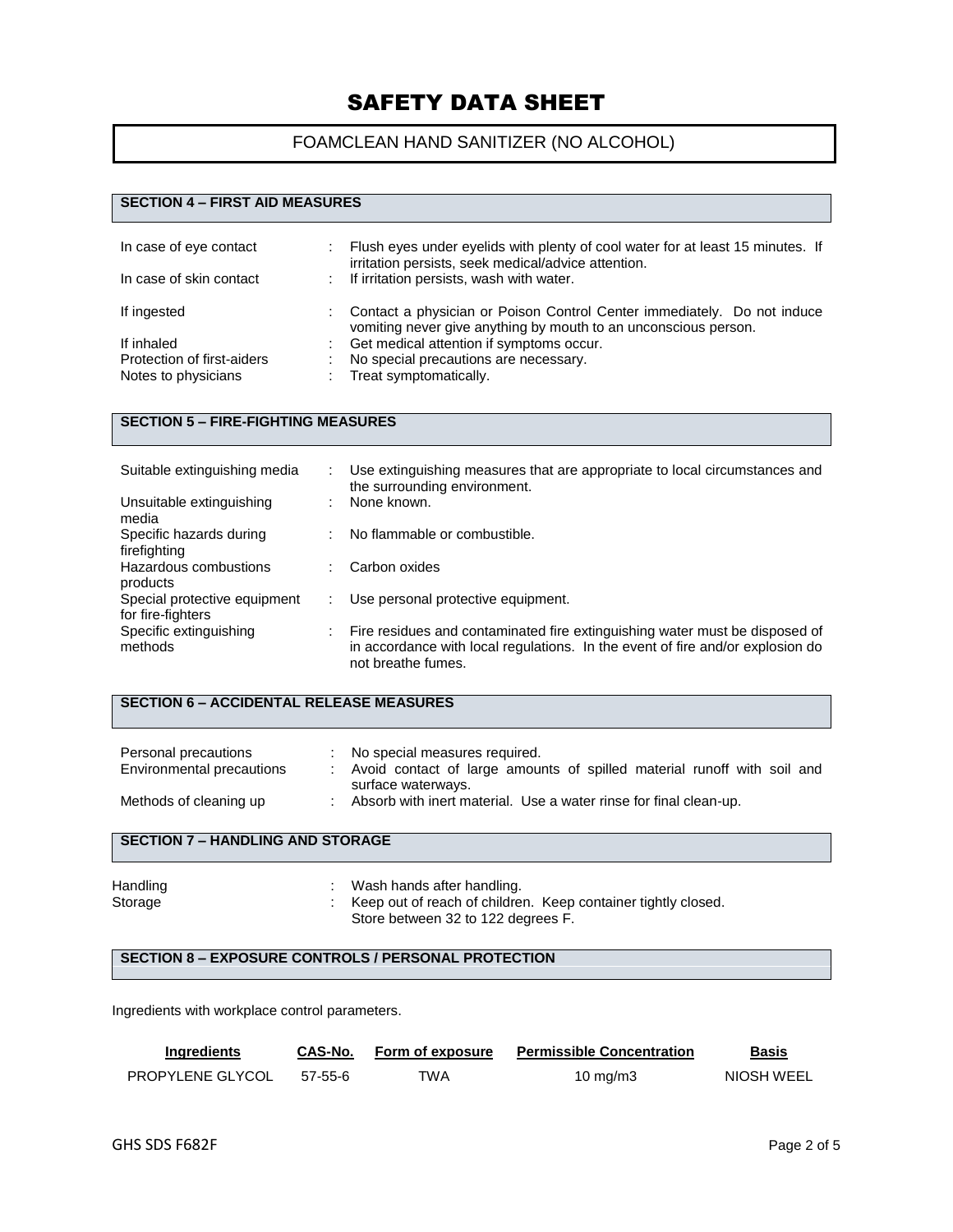# SAFETY DATA SHEET

## FOAMCLEAN HAND SANITIZER (NO ALCOHOL)

### SECTION 4 – FIRST AID MEASURES

| | | |
|---|---|---|
| In case of eye contact | : | Flush eyes under eyelids with plenty of cool water for at least 15 minutes. If irritation persists, seek medical/advice attention. |
| In case of skin contact | : | If irritation persists, wash with water. |
| If ingested | : | Contact a physician or Poison Control Center immediately. Do not induce vomiting never give anything by mouth to an unconscious person. |
| If inhaled | : | Get medical attention if symptoms occur. |
| Protection of first-aiders | : | No special precautions are necessary. |
| Notes to physicians | : | Treat symptomatically. |

### SECTION 5 – FIRE-FIGHTING MEASURES

| | | |
|---|---|---|
| Suitable extinguishing media | : | Use extinguishing measures that are appropriate to local circumstances and the surrounding environment. |
| Unsuitable extinguishing media | : | None known. |
| Specific hazards during firefighting | : | No flammable or combustible. |
| Hazardous combustions products | : | Carbon oxides |
| Special protective equipment for fire-fighters | : | Use personal protective equipment. |
| Specific extinguishing methods | : | Fire residues and contaminated fire extinguishing water must be disposed of in accordance with local regulations. In the event of fire and/or explosion do not breathe fumes. |

### SECTION 6 – ACCIDENTAL RELEASE MEASURES

| | | |
|---|---|---|
| Personal precautions | : | No special measures required. |
| Environmental precautions | : | Avoid contact of large amounts of spilled material runoff with soil and surface waterways. |
| Methods of cleaning up | : | Absorb with inert material. Use a water rinse for final clean-up. |

### SECTION 7 – HANDLING AND STORAGE

| | | |
|---|---|---|
| Handling | : | Wash hands after handling. |
| Storage | : | Keep out of reach of children. Keep container tightly closed. Store between 32 to 122 degrees F. |

### SECTION 8 – EXPOSURE CONTROLS / PERSONAL PROTECTION

Ingredients with workplace control parameters.

| Ingredients | CAS-No. | Form of exposure | Permissible Concentration | Basis |
|---|---|---|---|---|
| PROPYLENE GLYCOL | 57-55-6 | TWA | 10 mg/m3 | NIOSH WEEL |

GHS SDS F682F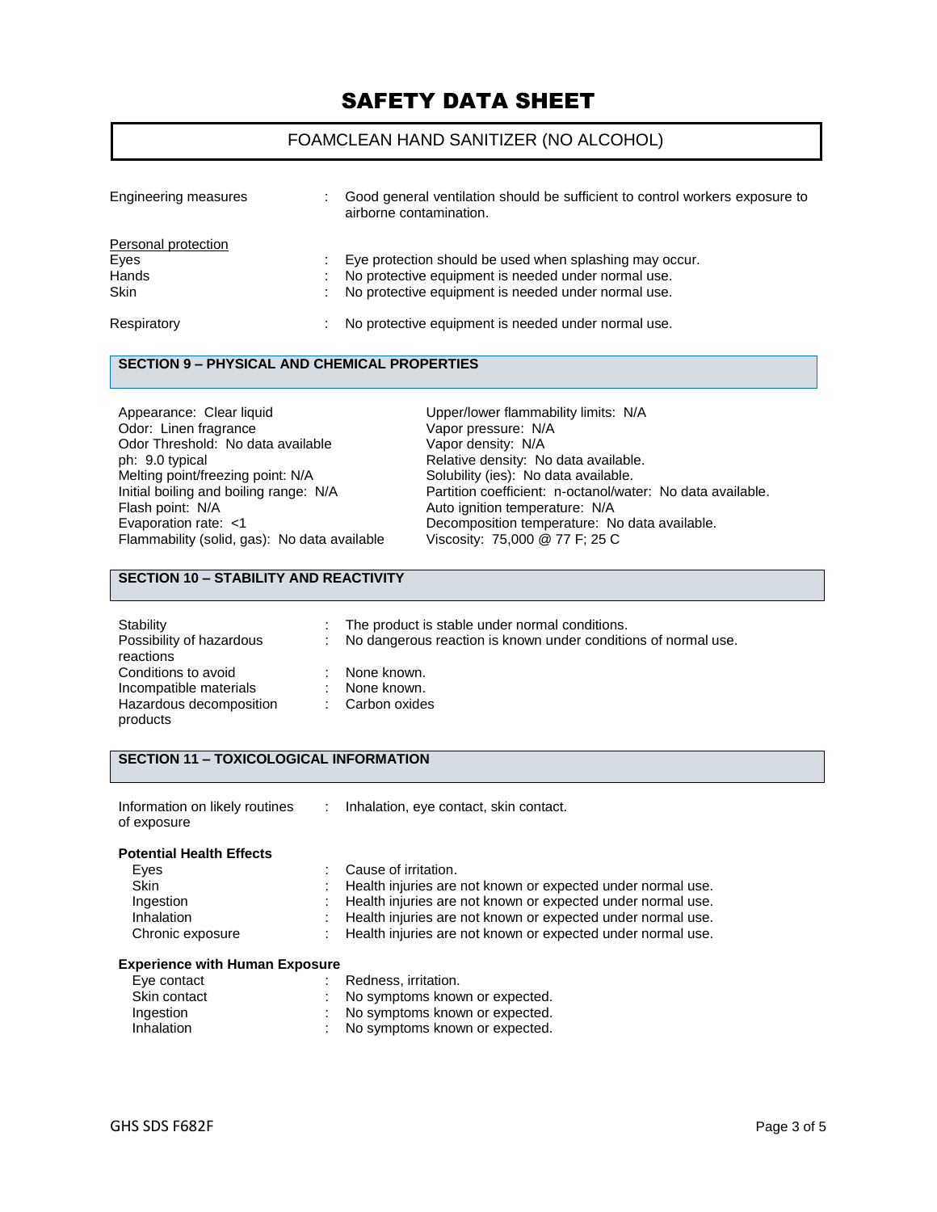# SAFETY DATA SHEET

FOAMCLEAN HAND SANITIZER (NO ALCOHOL)

| | | |
|---|---|---|
| Engineering measures | : | Good general ventilation should be sufficient to control workers exposure to airborne contamination. |

Personal protection

| | | |
|---|---|---|
| Eyes | : | Eye protection should be used when splashing may occur. |
| Hands | : | No protective equipment is needed under normal use. |
| Skin | : | No protective equipment is needed under normal use. |
| Respiratory | : | No protective equipment is needed under normal use. |

## SECTION 9 – PHYSICAL AND CHEMICAL PROPERTIES

Appearance: Clear liquid
Odor: Linen fragrance
Odor Threshold: No data available
ph: 9.0 typical
Melting point/freezing point: N/A
Initial boiling and boiling range: N/A
Flash point: N/A
Evaporation rate: <1
Flammability (solid, gas): No data available
Upper/lower flammability limits: N/A
Vapor pressure: N/A
Vapor density: N/A
Relative density: No data available.
Solubility (ies): No data available.
Partition coefficient: n-octanol/water: No data available.
Auto ignition temperature: N/A
Decomposition temperature: No data available.
Viscosity: 75,000 @ 77 F; 25 C

## SECTION 10 – STABILITY AND REACTIVITY

| | | |
|---|---|---|
| Stability | : | The product is stable under normal conditions. |
| Possibility of hazardous reactions | : | No dangerous reaction is known under conditions of normal use. |
| Conditions to avoid | : | None known. |
| Incompatible materials | : | None known. |
| Hazardous decomposition products | : | Carbon oxides |

## SECTION 11 – TOXICOLOGICAL INFORMATION

| | | |
|---|---|---|
| Information on likely routines of exposure | : | Inhalation, eye contact, skin contact. |

**Potential Health Effects**

| | | |
|---|---|---|
| Eyes | : | Cause of irritation. |
| Skin | : | Health injuries are not known or expected under normal use. |
| Ingestion | : | Health injuries are not known or expected under normal use. |
| Inhalation | : | Health injuries are not known or expected under normal use. |
| Chronic exposure | : | Health injuries are not known or expected under normal use. |

**Experience with Human Exposure**

| | | |
|---|---|---|
| Eye contact | : | Redness, irritation. |
| Skin contact | : | No symptoms known or expected. |
| Ingestion | : | No symptoms known or expected. |
| Inhalation | : | No symptoms known or expected. |

GHS SDS F682F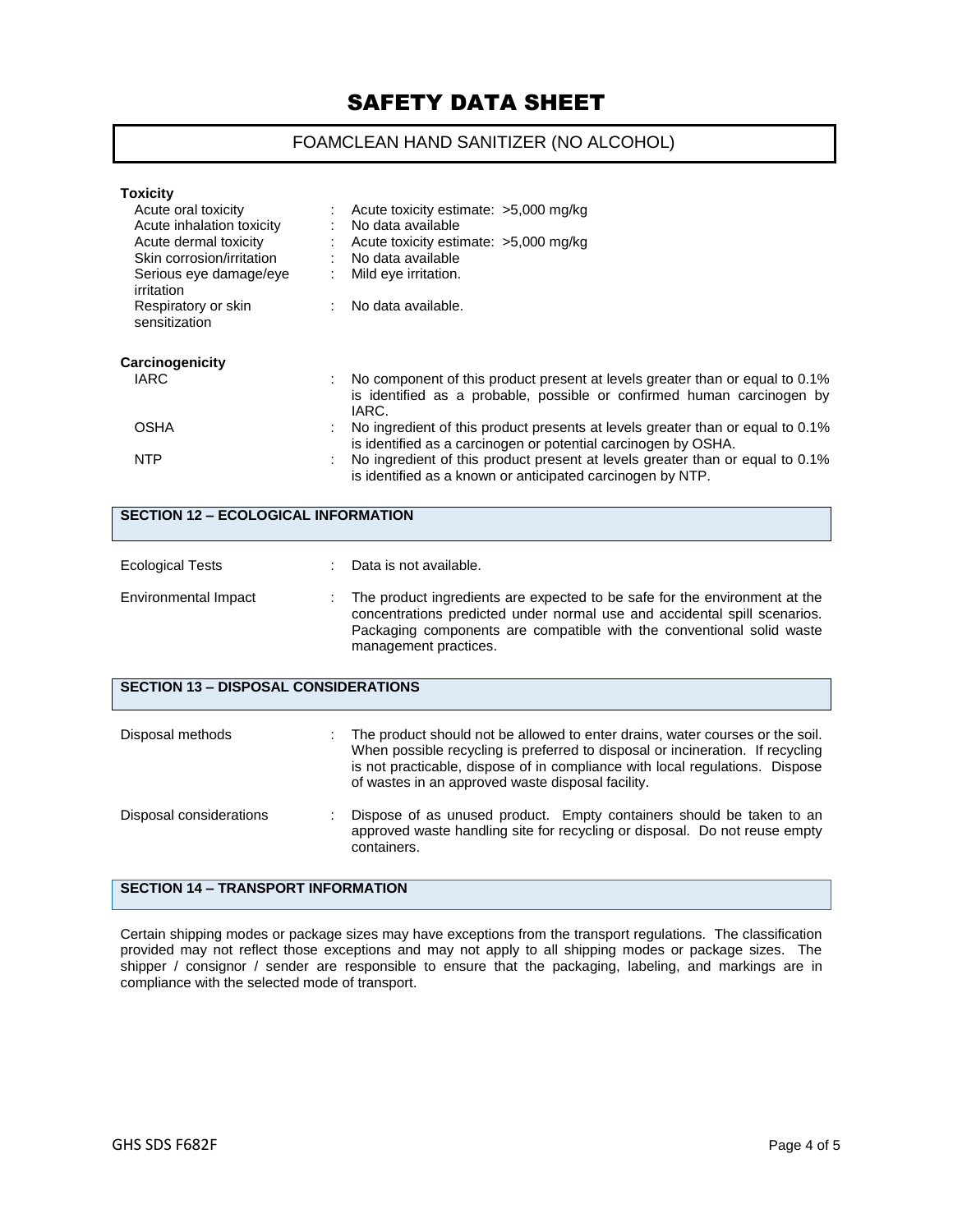**Toxicity**

| | | |
|---|---|---|
| Acute oral toxicity | : | Acute toxicity estimate: >5,000 mg/kg |
| Acute inhalation toxicity | : | No data available |
| Acute dermal toxicity | : | Acute toxicity estimate: >5,000 mg/kg |
| Skin corrosion/irritation | : | No data available |
| Serious eye damage/eye irritation | : | Mild eye irritation. |
| Respiratory or skin sensitization | : | No data available. |

**Carcinogenicity**

| | | |
|---|---|---|
| IARC | : | No component of this product present at levels greater than or equal to 0.1% is identified as a probable, possible or confirmed human carcinogen by IARC. |
| OSHA | : | No ingredient of this product presents at levels greater than or equal to 0.1% is identified as a carcinogen or potential carcinogen by OSHA. |
| NTP | : | No ingredient of this product present at levels greater than or equal to 0.1% is identified as a known or anticipated carcinogen by NTP. |

## SECTION 12 – ECOLOGICAL INFORMATION

| | | |
|---|---|---|
| Ecological Tests | : | Data is not available. |
| Environmental Impact | : | The product ingredients are expected to be safe for the environment at the concentrations predicted under normal use and accidental spill scenarios. Packaging components are compatible with the conventional solid waste management practices. |

## SECTION 13 – DISPOSAL CONSIDERATIONS

| | | |
|---|---|---|
| Disposal methods | : | The product should not be allowed to enter drains, water courses or the soil. When possible recycling is preferred to disposal or incineration. If recycling is not practicable, dispose of in compliance with local regulations. Dispose of wastes in an approved waste disposal facility. |
| Disposal considerations | : | Dispose of as unused product. Empty containers should be taken to an approved waste handling site for recycling or disposal. Do not reuse empty containers. |

## SECTION 14 – TRANSPORT INFORMATION

Certain shipping modes or package sizes may have exceptions from the transport regulations. The classification provided may not reflect those exceptions and may not apply to all shipping modes or package sizes. The shipper / consignor / sender are responsible to ensure that the packaging, labeling, and markings are in compliance with the selected mode of transport.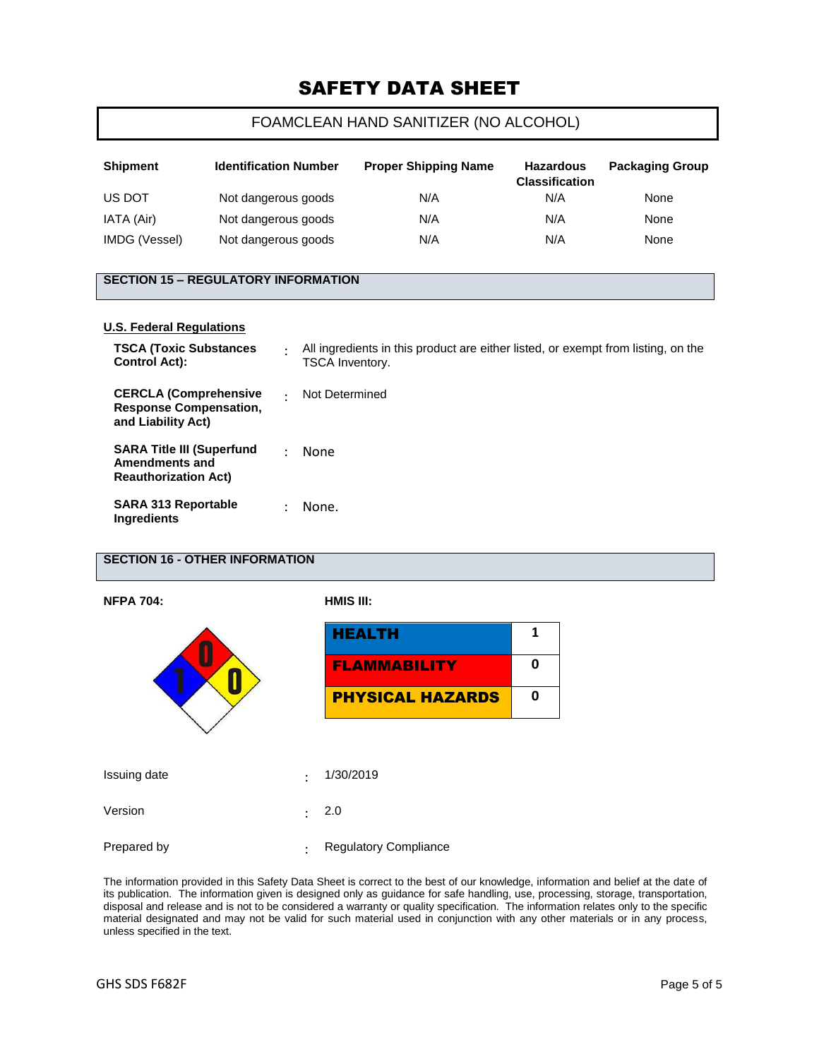# SAFETY DATA SHEET

FOAMCLEAN HAND SANITIZER (NO ALCOHOL)

| Shipment | Identification Number | Proper Shipping Name | Hazardous Classification | Packaging Group |
|---|---|---|---|---|
| US DOT | Not dangerous goods | N/A | N/A | None |
| IATA (Air) | Not dangerous goods | N/A | N/A | None |
| IMDG (Vessel) | Not dangerous goods | N/A | N/A | None |

## SECTION 15 – REGULATORY INFORMATION

**U.S. Federal Regulations**

**TSCA (Toxic Substances Control Act):** : All ingredients in this product are either listed, or exempt from listing, on the TSCA Inventory.

**CERCLA (Comprehensive Response Compensation, and Liability Act)** : Not Determined

**SARA Title III (Superfund Amendments and Reauthorization Act)** : None

**SARA 313 Reportable Ingredients** : None.

## SECTION 16 - OTHER INFORMATION

**NFPA 704:**

0
1
0

**HMIS III:**

| | |
|---|---|
| HEALTH | 1 |
| FLAMMABILITY | 0 |
| PHYSICAL HAZARDS | 0 |

Issuing date : 1/30/2019

Version : 2.0

Prepared by : Regulatory Compliance

The information provided in this Safety Data Sheet is correct to the best of our knowledge, information and belief at the date of its publication. The information given is designed only as guidance for safe handling, use, processing, storage, transportation, disposal and release and is not to be considered a warranty or quality specification. The information relates only to the specific material designated and may not be valid for such material used in conjunction with any other materials or in any process, unless specified in the text.

GHS SDS F682F